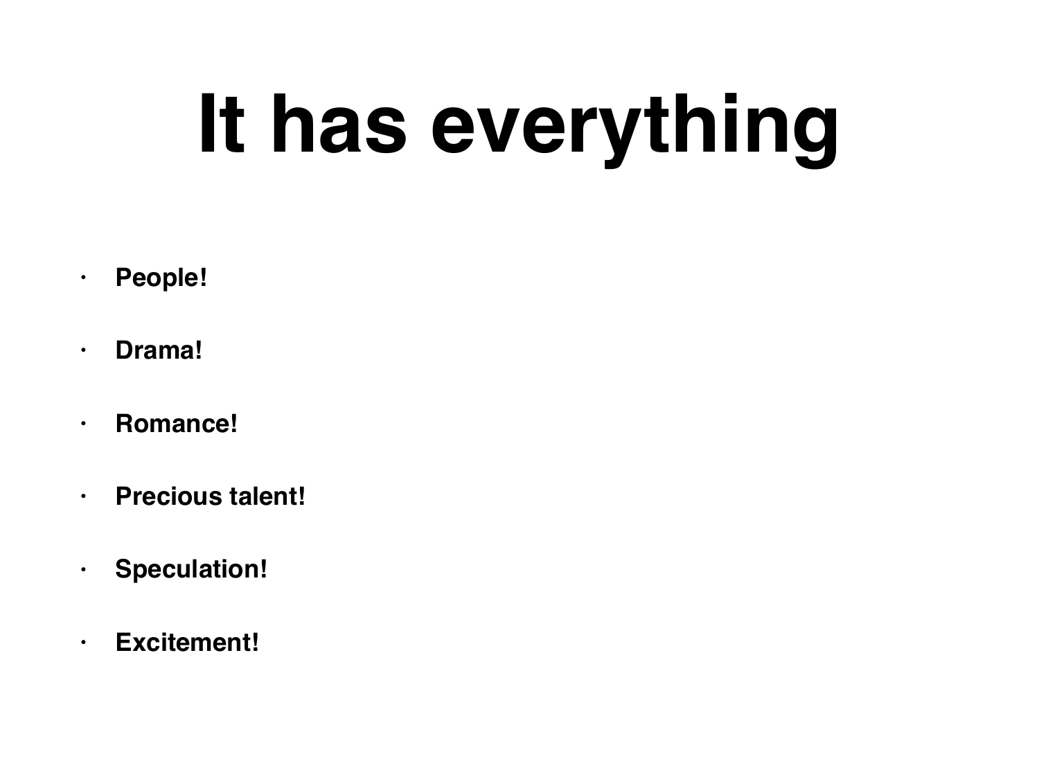# It has everything

- **People!**
- **Drama!**
- **Romance!**
- **Precious talent!**
- **Speculation!**
- **Excitement!**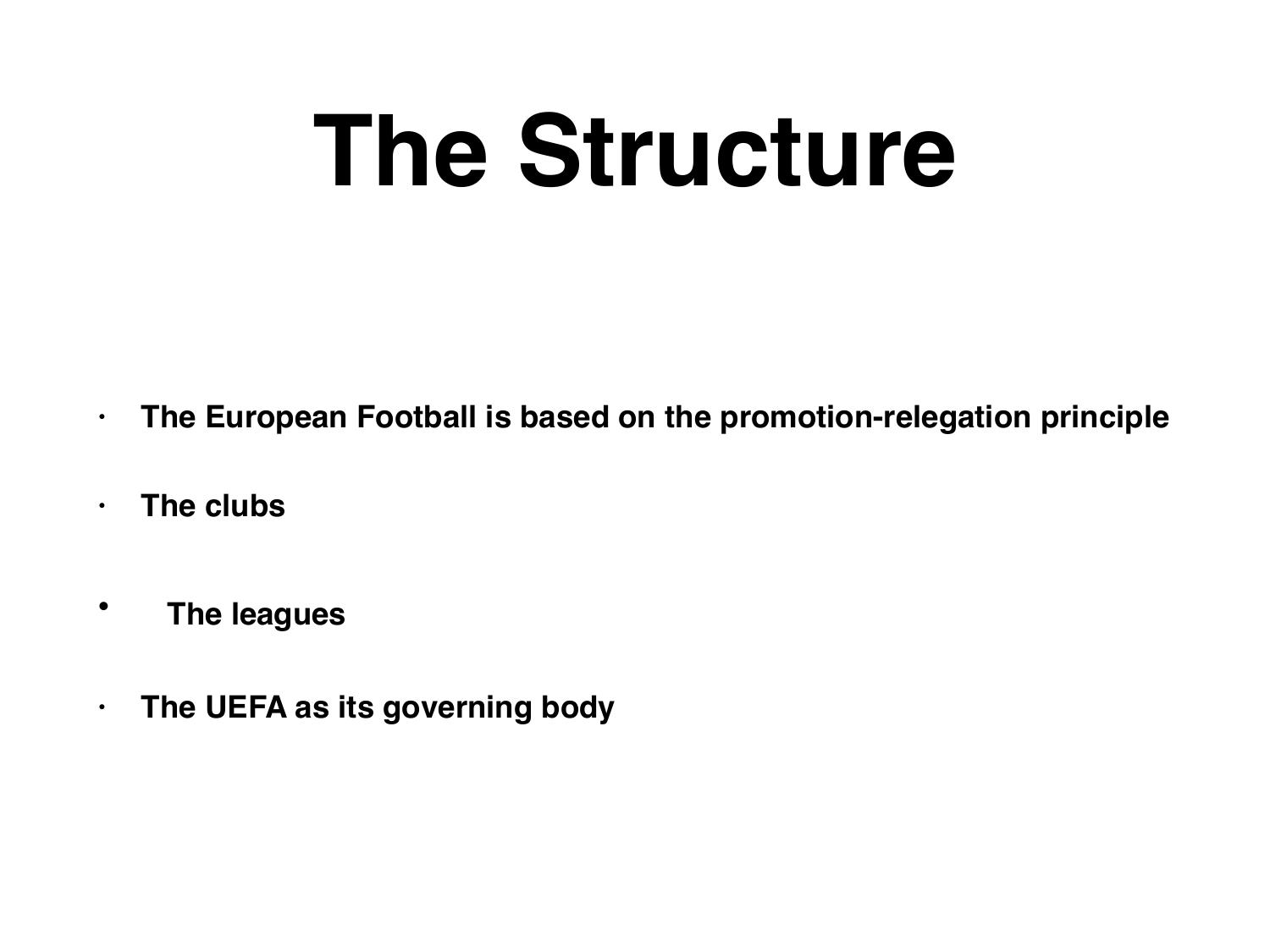# The Structure

- **The European Football is based on the promotion-relegation principle**
- **The clubs**
- **The leagues**
- **The UEFA as its governing body**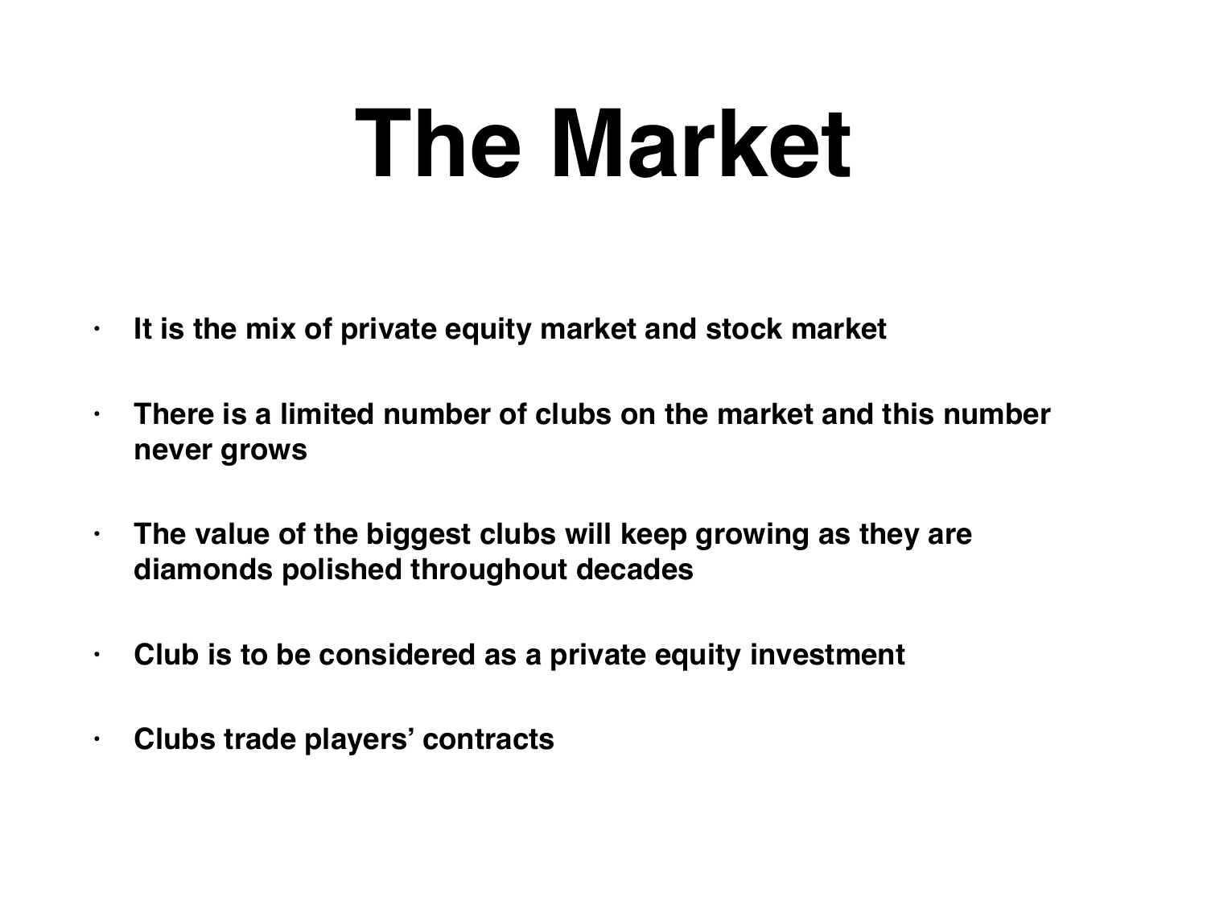# The Market

- **It is the mix of private equity market and stock market**
- **There is a limited number of clubs on the market and this number never grows**
- **The value of the biggest clubs will keep growing as they are diamonds polished throughout decades**
- **Club is to be considered as a private equity investment**
- **Clubs trade players' contracts**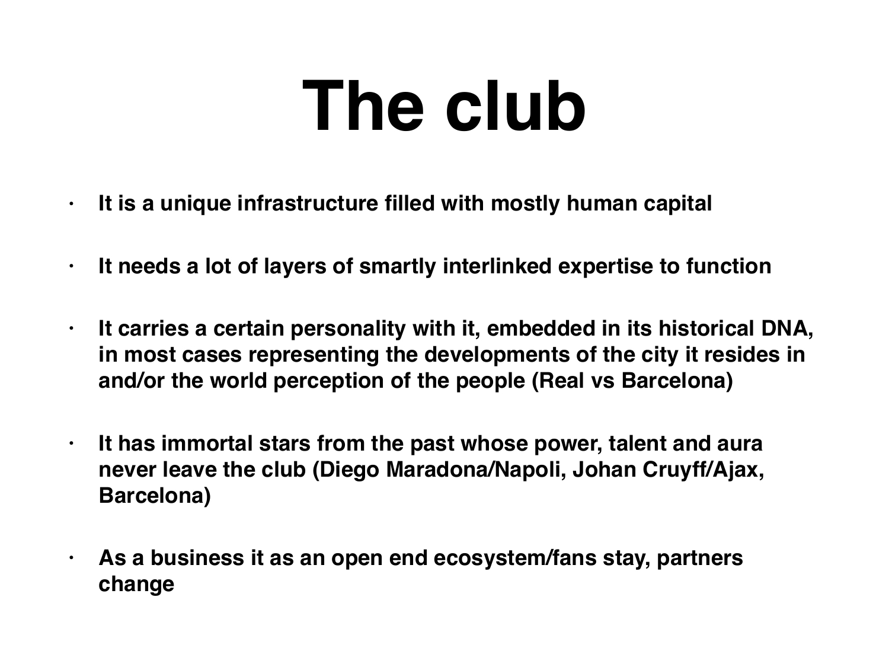# The club

- **It is a unique infrastructure filled with mostly human capital**
- **It needs a lot of layers of smartly interlinked expertise to function**
- **It carries a certain personality with it, embedded in its historical DNA, in most cases representing the developments of the city it resides in and/or the world perception of the people (Real vs Barcelona)**
- **It has immortal stars from the past whose power, talent and aura never leave the club (Diego Maradona/Napoli, Johan Cruyff/Ajax, Barcelona)**
- **As a business it as an open end ecosystem/fans stay, partners change**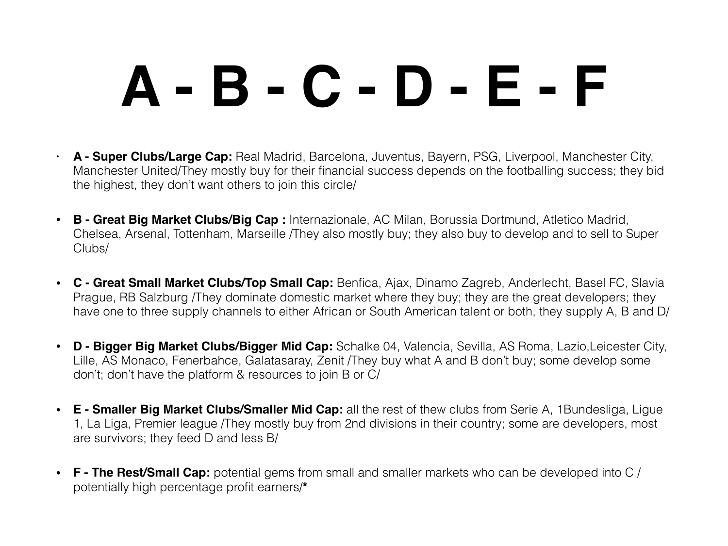# A - B - C - D - E - F

- **A - Super Clubs/Large Cap:** Real Madrid, Barcelona, Juventus, Bayern, PSG, Liverpool, Manchester City, Manchester United/They mostly buy for their financial success depends on the footballing success; they bid the highest, they don't want others to join this circle/
- **B - Great Big Market Clubs/Big Cap :** Internazionale, AC Milan, Borussia Dortmund, Atletico Madrid, Chelsea, Arsenal, Tottenham, Marseille /They also mostly buy; they also buy to develop and to sell to Super Clubs/
- **C - Great Small Market Clubs/Top Small Cap:** Benfica, Ajax, Dinamo Zagreb, Anderlecht, Basel FC, Slavia Prague, RB Salzburg /They dominate domestic market where they buy; they are the great developers; they have one to three supply channels to either African or South American talent or both, they supply A, B and D/
- **D - Bigger Big Market Clubs/Bigger Mid Cap:** Schalke 04, Valencia, Sevilla, AS Roma, Lazio,Leicester City, Lille, AS Monaco, Fenerbahce, Galatasaray, Zenit /They buy what A and B don't buy; some develop some don't; don't have the platform & resources to join B or C/
- **E - Smaller Big Market Clubs/Smaller Mid Cap:** all the rest of thew clubs from Serie A, 1Bundesliga, Ligue 1, La Liga, Premier league /They mostly buy from 2nd divisions in their country; some are developers, most are survivors; they feed D and less B/
- **F - The Rest/Small Cap:** potential gems from small and smaller markets who can be developed into C / potentially high percentage profit earners/**\***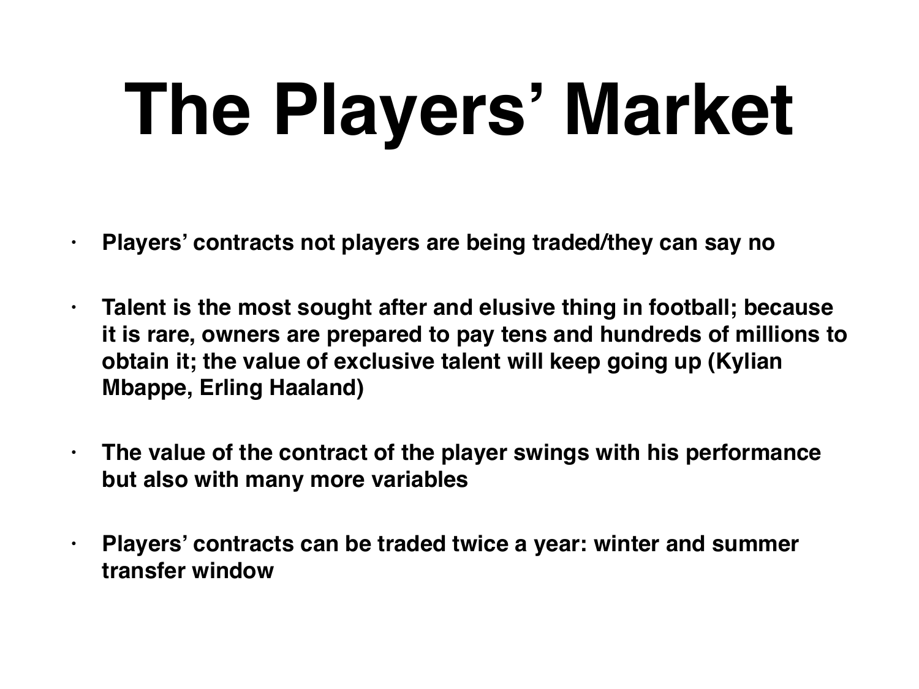# The Players' Market

- **Players' contracts not players are being traded/they can say no**
- **Talent is the most sought after and elusive thing in football; because it is rare, owners are prepared to pay tens and hundreds of millions to obtain it; the value of exclusive talent will keep going up (Kylian Mbappe, Erling Haaland)**
- **The value of the contract of the player swings with his performance but also with many more variables**
- **Players' contracts can be traded twice a year: winter and summer transfer window**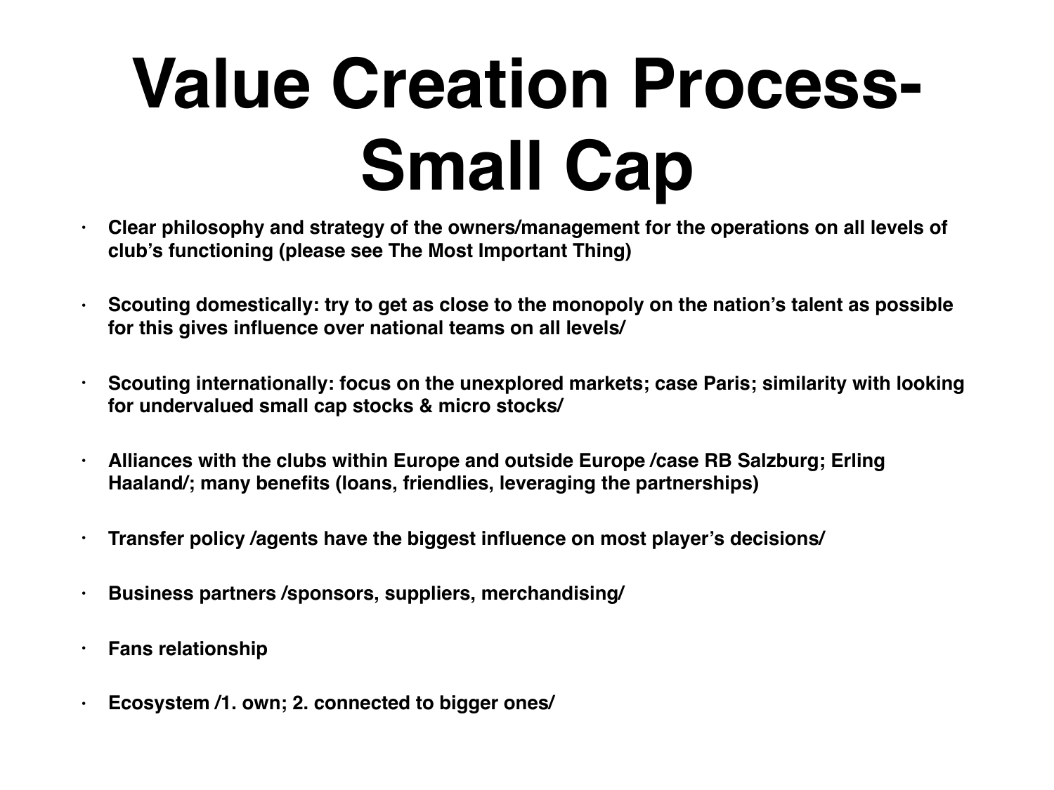# Value Creation Process- Small Cap

- **Clear philosophy and strategy of the owners/management for the operations on all levels of club's functioning (please see The Most Important Thing)**
- **Scouting domestically: try to get as close to the monopoly on the nation's talent as possible for this gives influence over national teams on all levels/**
- **Scouting internationally: focus on the unexplored markets; case Paris; similarity with looking for undervalued small cap stocks & micro stocks/**
- **Alliances with the clubs within Europe and outside Europe /case RB Salzburg; Erling Haaland/; many benefits (loans, friendlies, leveraging the partnerships)**
- **Transfer policy /agents have the biggest influence on most player's decisions/**
- **Business partners /sponsors, suppliers, merchandising/**
- **Fans relationship**
- **Ecosystem /1. own; 2. connected to bigger ones/**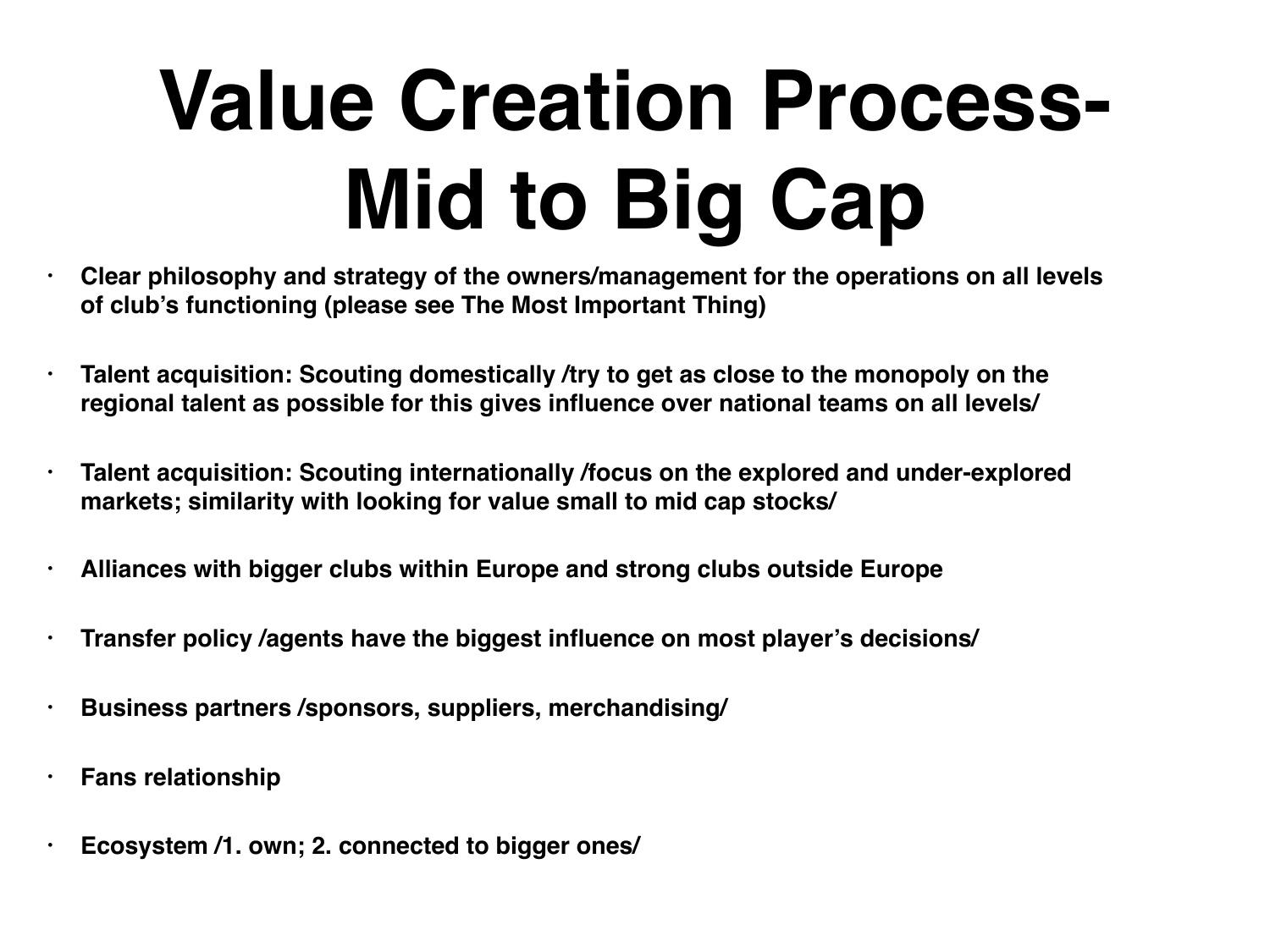# Value Creation Process- Mid to Big Cap

- **Clear philosophy and strategy of the owners/management for the operations on all levels of club's functioning (please see The Most Important Thing)**
- **Talent acquisition: Scouting domestically /try to get as close to the monopoly on the regional talent as possible for this gives influence over national teams on all levels/**
- **Talent acquisition: Scouting internationally /focus on the explored and under-explored markets; similarity with looking for value small to mid cap stocks/**
- **Alliances with bigger clubs within Europe and strong clubs outside Europe**
- **Transfer policy /agents have the biggest influence on most player's decisions/**
- **Business partners /sponsors, suppliers, merchandising/**
- **Fans relationship**
- **Ecosystem /1. own; 2. connected to bigger ones/**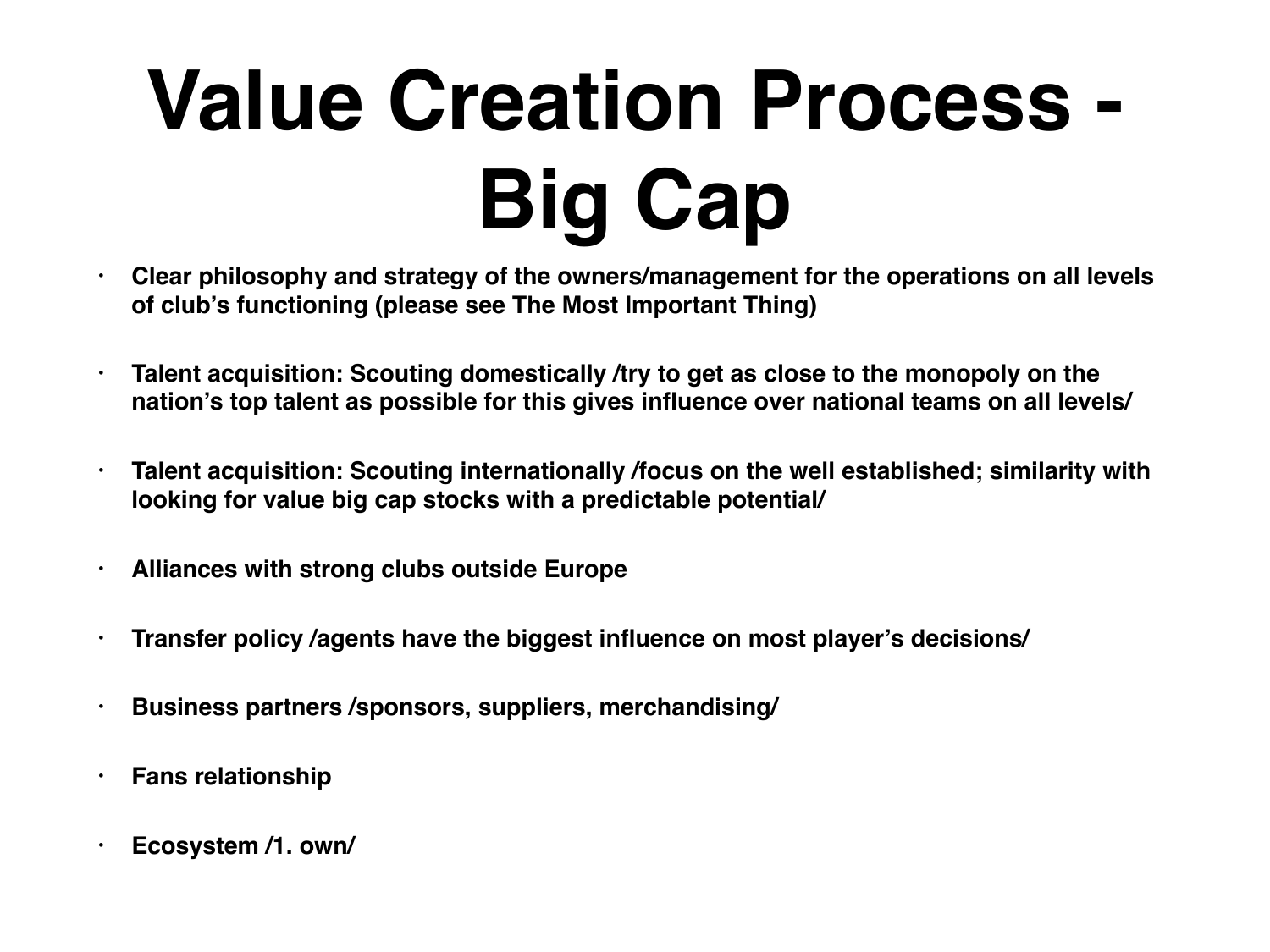# Value Creation Process - Big Cap

- **Clear philosophy and strategy of the owners/management for the operations on all levels of club's functioning (please see The Most Important Thing)**
- **Talent acquisition: Scouting domestically /try to get as close to the monopoly on the nation's top talent as possible for this gives influence over national teams on all levels/**
- **Talent acquisition: Scouting internationally /focus on the well established; similarity with looking for value big cap stocks with a predictable potential/**
- **Alliances with strong clubs outside Europe**
- **Transfer policy /agents have the biggest influence on most player's decisions/**
- **Business partners /sponsors, suppliers, merchandising/**
- **Fans relationship**
- **Ecosystem /1. own/**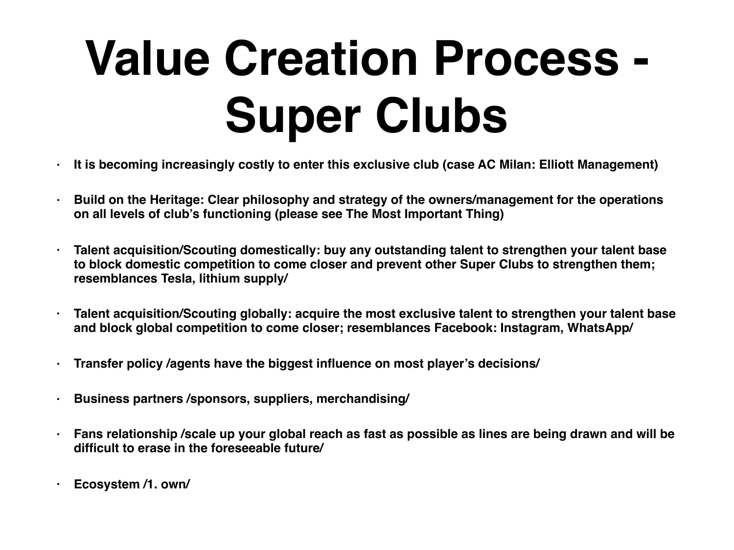# Value Creation Process - Super Clubs

- **It is becoming increasingly costly to enter this exclusive club (case AC Milan: Elliott Management)**
- **Build on the Heritage: Clear philosophy and strategy of the owners/management for the operations on all levels of club's functioning (please see The Most Important Thing)**
- **Talent acquisition/Scouting domestically: buy any outstanding talent to strengthen your talent base to block domestic competition to come closer and prevent other Super Clubs to strengthen them; resemblances Tesla, lithium supply/**
- **Talent acquisition/Scouting globally: acquire the most exclusive talent to strengthen your talent base and block global competition to come closer; resemblances Facebook: Instagram, WhatsApp/**
- **Transfer policy /agents have the biggest influence on most player's decisions/**
- **Business partners /sponsors, suppliers, merchandising/**
- **Fans relationship /scale up your global reach as fast as possible as lines are being drawn and will be difficult to erase in the foreseeable future/**
- **Ecosystem /1. own/**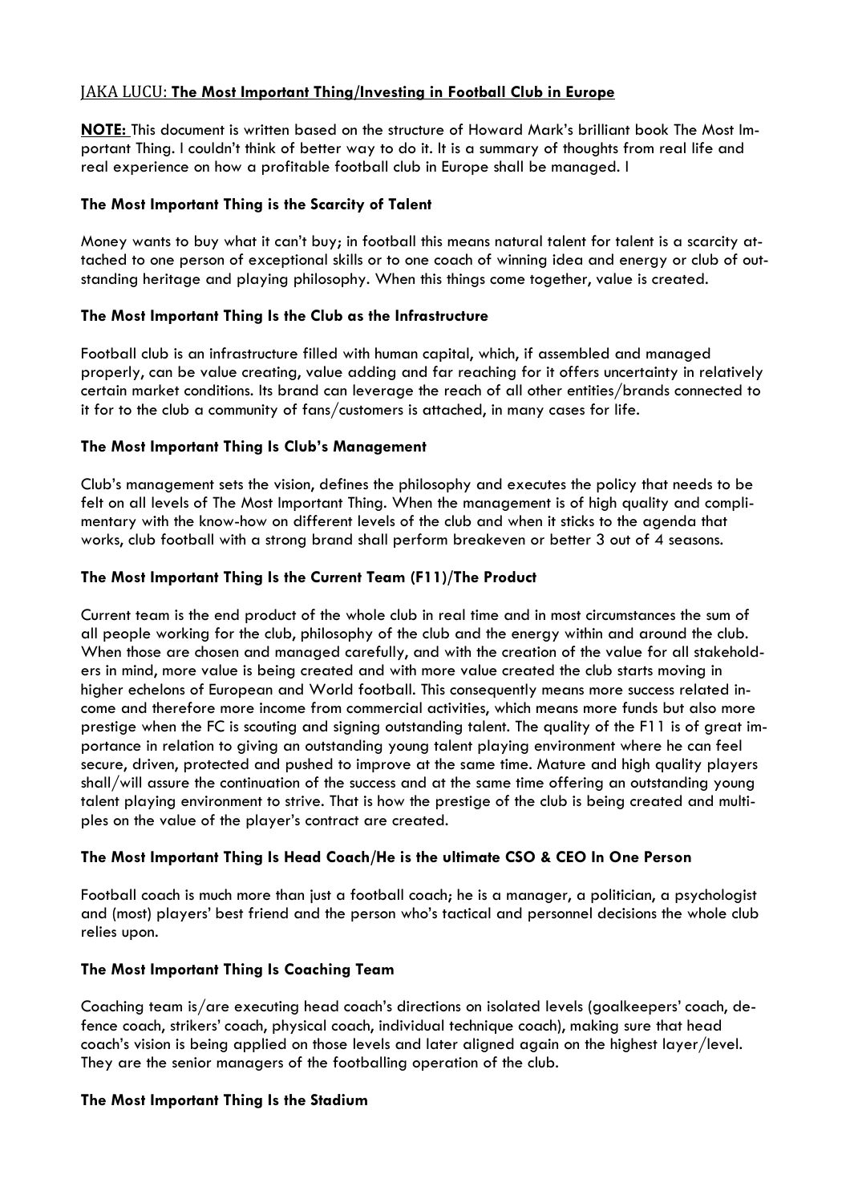## JAKA LUCU: **The Most Important Thing/Investing in Football Club in Europe**

**NOTE:** This document is written based on the structure of Howard Mark's brilliant book The Most Important Thing. I couldn't think of better way to do it. It is a summary of thoughts from real life and real experience on how a profitable football club in Europe shall be managed. I

### The Most Important Thing is the Scarcity of Talent

Money wants to buy what it can't buy; in football this means natural talent for talent is a scarcity attached to one person of exceptional skills or to one coach of winning idea and energy or club of outstanding heritage and playing philosophy. When this things come together, value is created.

### The Most Important Thing Is the Club as the Infrastructure

Football club is an infrastructure filled with human capital, which, if assembled and managed properly, can be value creating, value adding and far reaching for it offers uncertainty in relatively certain market conditions. Its brand can leverage the reach of all other entities/brands connected to it for to the club a community of fans/customers is attached, in many cases for life.

### The Most Important Thing Is Club's Management

Club's management sets the vision, defines the philosophy and executes the policy that needs to be felt on all levels of The Most Important Thing. When the management is of high quality and complimentary with the know-how on different levels of the club and when it sticks to the agenda that works, club football with a strong brand shall perform breakeven or better 3 out of 4 seasons.

### The Most Important Thing Is the Current Team (F11)/The Product

Current team is the end product of the whole club in real time and in most circumstances the sum of all people working for the club, philosophy of the club and the energy within and around the club. When those are chosen and managed carefully, and with the creation of the value for all stakeholders in mind, more value is being created and with more value created the club starts moving in higher echelons of European and World football. This consequently means more success related income and therefore more income from commercial activities, which means more funds but also more prestige when the FC is scouting and signing outstanding talent. The quality of the F11 is of great importance in relation to giving an outstanding young talent playing environment where he can feel secure, driven, protected and pushed to improve at the same time. Mature and high quality players shall/will assure the continuation of the success and at the same time offering an outstanding young talent playing environment to strive. That is how the prestige of the club is being created and multiples on the value of the player's contract are created.

### The Most Important Thing Is Head Coach/He is the ultimate CSO & CEO In One Person

Football coach is much more than just a football coach; he is a manager, a politician, a psychologist and (most) players' best friend and the person who's tactical and personnel decisions the whole club relies upon.

### The Most Important Thing Is Coaching Team

Coaching team is/are executing head coach's directions on isolated levels (goalkeepers' coach, defence coach, strikers' coach, physical coach, individual technique coach), making sure that head coach's vision is being applied on those levels and later aligned again on the highest layer/level. They are the senior managers of the footballing operation of the club.

### The Most Important Thing Is the Stadium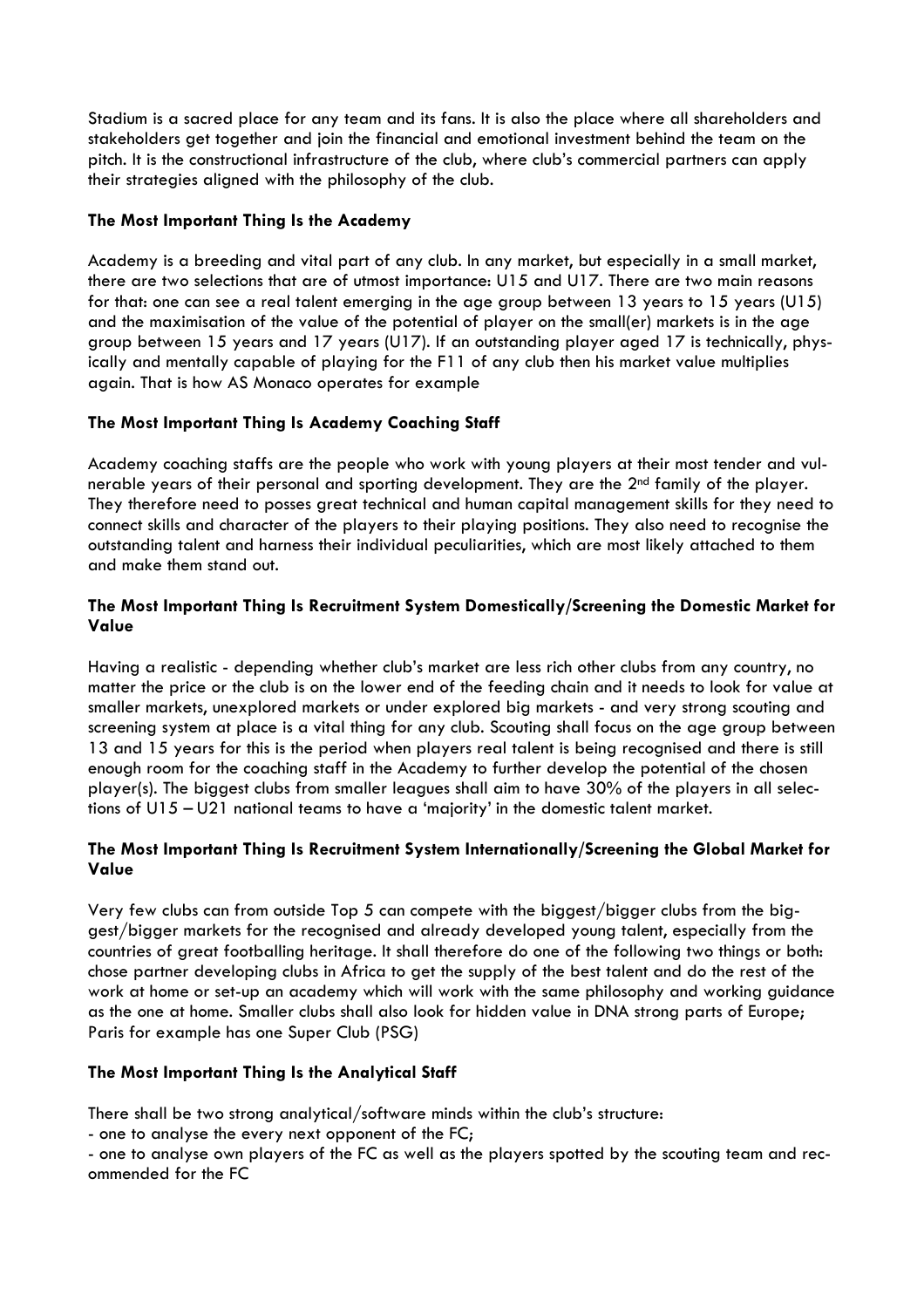Stadium is a sacred place for any team and its fans. It is also the place where all shareholders and stakeholders get together and join the financial and emotional investment behind the team on the pitch. It is the constructional infrastructure of the club, where club's commercial partners can apply their strategies aligned with the philosophy of the club.

**The Most Important Thing Is the Academy**

Academy is a breeding and vital part of any club. In any market, but especially in a small market, there are two selections that are of utmost importance: U15 and U17. There are two main reasons for that: one can see a real talent emerging in the age group between 13 years to 15 years (U15) and the maximisation of the value of the potential of player on the small(er) markets is in the age group between 15 years and 17 years (U17). If an outstanding player aged 17 is technically, physically and mentally capable of playing for the F11 of any club then his market value multiplies again. That is how AS Monaco operates for example

**The Most Important Thing Is Academy Coaching Staff**

Academy coaching staffs are the people who work with young players at their most tender and vulnerable years of their personal and sporting development. They are the 2nd family of the player. They therefore need to posses great technical and human capital management skills for they need to connect skills and character of the players to their playing positions. They also need to recognise the outstanding talent and harness their individual peculiarities, which are most likely attached to them and make them stand out.

**The Most Important Thing Is Recruitment System Domestically/Screening the Domestic Market for Value**

Having a realistic - depending whether club's market are less rich other clubs from any country, no matter the price or the club is on the lower end of the feeding chain and it needs to look for value at smaller markets, unexplored markets or under explored big markets - and very strong scouting and screening system at place is a vital thing for any club. Scouting shall focus on the age group between 13 and 15 years for this is the period when players real talent is being recognised and there is still enough room for the coaching staff in the Academy to further develop the potential of the chosen player(s). The biggest clubs from smaller leagues shall aim to have 30% of the players in all selections of U15 – U21 national teams to have a 'majority' in the domestic talent market.

**The Most Important Thing Is Recruitment System Internationally/Screening the Global Market for Value**

Very few clubs can from outside Top 5 can compete with the biggest/bigger clubs from the biggest/bigger markets for the recognised and already developed young talent, especially from the countries of great footballing heritage. It shall therefore do one of the following two things or both: chose partner developing clubs in Africa to get the supply of the best talent and do the rest of the work at home or set-up an academy which will work with the same philosophy and working guidance as the one at home. Smaller clubs shall also look for hidden value in DNA strong parts of Europe; Paris for example has one Super Club (PSG)

**The Most Important Thing Is the Analytical Staff**

There shall be two strong analytical/software minds within the club's structure:

- one to analyse the every next opponent of the FC;
- one to analyse own players of the FC as well as the players spotted by the scouting team and recommended for the FC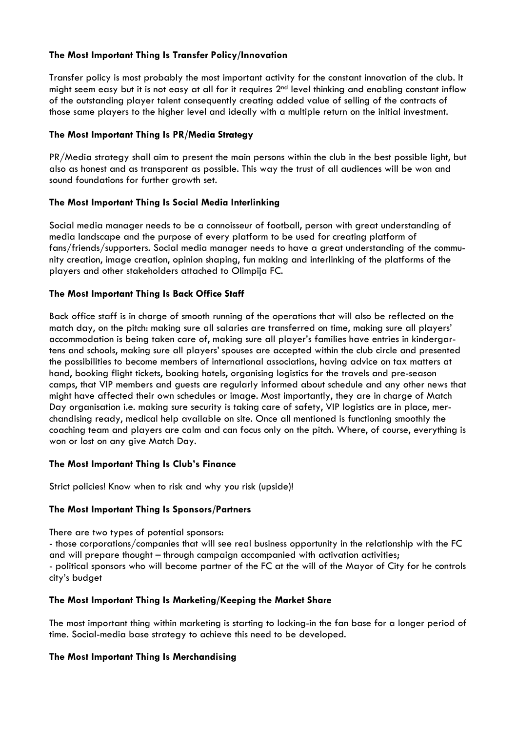**The Most Important Thing Is Transfer Policy/Innovation**

Transfer policy is most probably the most important activity for the constant innovation of the club. It might seem easy but it is not easy at all for it requires 2[nd] level thinking and enabling constant inflow of the outstanding player talent consequently creating added value of selling of the contracts of those same players to the higher level and ideally with a multiple return on the initial investment.

**The Most Important Thing Is PR/Media Strategy**

PR/Media strategy shall aim to present the main persons within the club in the best possible light, but also as honest and as transparent as possible. This way the trust of all audiences will be won and sound foundations for further growth set.

**The Most Important Thing Is Social Media Interlinking**

Social media manager needs to be a connoisseur of football, person with great understanding of media landscape and the purpose of every platform to be used for creating platform of fans/friends/supporters. Social media manager needs to have a great understanding of the community creation, image creation, opinion shaping, fun making and interlinking of the platforms of the players and other stakeholders attached to Olimpija FC.

**The Most Important Thing Is Back Office Staff**

Back office staff is in charge of smooth running of the operations that will also be reflected on the match day, on the pitch: making sure all salaries are transferred on time, making sure all players' accommodation is being taken care of, making sure all player's families have entries in kindergartens and schools, making sure all players' spouses are accepted within the club circle and presented the possibilities to become members of international associations, having advice on tax matters at hand, booking flight tickets, booking hotels, organising logistics for the travels and pre-season camps, that VIP members and guests are regularly informed about schedule and any other news that might have affected their own schedules or image. Most importantly, they are in charge of Match Day organisation i.e. making sure security is taking care of safety, VIP logistics are in place, merchandising ready, medical help available on site. Once all mentioned is functioning smoothly the coaching team and players are calm and can focus only on the pitch. Where, of course, everything is won or lost on any give Match Day.

**The Most Important Thing Is Club's Finance**

Strict policies! Know when to risk and why you risk (upside)!

**The Most Important Thing Is Sponsors/Partners**

There are two types of potential sponsors:

- those corporations/companies that will see real business opportunity in the relationship with the FC and will prepare thought – through campaign accompanied with activation activities;
- political sponsors who will become partner of the FC at the will of the Mayor of City for he controls city's budget

**The Most Important Thing Is Marketing/Keeping the Market Share**

The most important thing within marketing is starting to locking-in the fan base for a longer period of time. Social-media base strategy to achieve this need to be developed.

**The Most Important Thing Is Merchandising**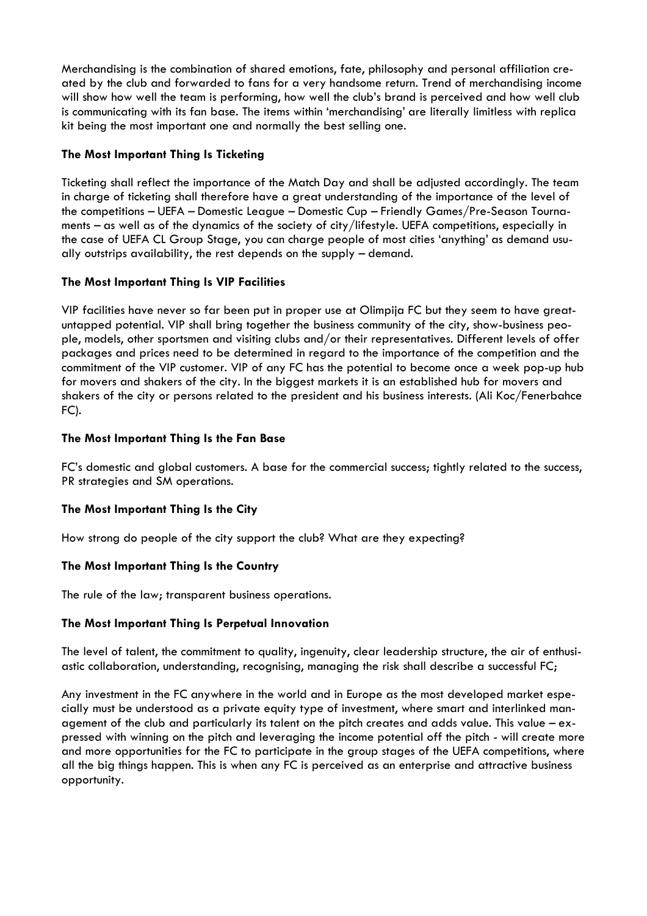Merchandising is the combination of shared emotions, fate, philosophy and personal affiliation created by the club and forwarded to fans for a very handsome return. Trend of merchandising income will show how well the team is performing, how well the club's brand is perceived and how well club is communicating with its fan base. The items within 'merchandising' are literally limitless with replica kit being the most important one and normally the best selling one.

**The Most Important Thing Is Ticketing**

Ticketing shall reflect the importance of the Match Day and shall be adjusted accordingly. The team in charge of ticketing shall therefore have a great understanding of the importance of the level of the competitions – UEFA – Domestic League – Domestic Cup – Friendly Games/Pre-Season Tournaments – as well as of the dynamics of the society of city/lifestyle. UEFA competitions, especially in the case of UEFA CL Group Stage, you can charge people of most cities 'anything' as demand usually outstrips availability, the rest depends on the supply – demand.

**The Most Important Thing Is VIP Facilities**

VIP facilities have never so far been put in proper use at Olimpija FC but they seem to have great-untapped potential. VIP shall bring together the business community of the city, show-business people, models, other sportsmen and visiting clubs and/or their representatives. Different levels of offer packages and prices need to be determined in regard to the importance of the competition and the commitment of the VIP customer. VIP of any FC has the potential to become once a week pop-up hub for movers and shakers of the city. In the biggest markets it is an established hub for movers and shakers of the city or persons related to the president and his business interests. (Ali Koc/Fenerbahce FC).

**The Most Important Thing Is the Fan Base**

FC's domestic and global customers. A base for the commercial success; tightly related to the success, PR strategies and SM operations.

**The Most Important Thing Is the City**

How strong do people of the city support the club? What are they expecting?

**The Most Important Thing Is the Country**

The rule of the law; transparent business operations.

**The Most Important Thing Is Perpetual Innovation**

The level of talent, the commitment to quality, ingenuity, clear leadership structure, the air of enthusiastic collaboration, understanding, recognising, managing the risk shall describe a successful FC;

Any investment in the FC anywhere in the world and in Europe as the most developed market especially must be understood as a private equity type of investment, where smart and interlinked management of the club and particularly its talent on the pitch creates and adds value. This value – expressed with winning on the pitch and leveraging the income potential off the pitch - will create more and more opportunities for the FC to participate in the group stages of the UEFA competitions, where all the big things happen. This is when any FC is perceived as an enterprise and attractive business opportunity.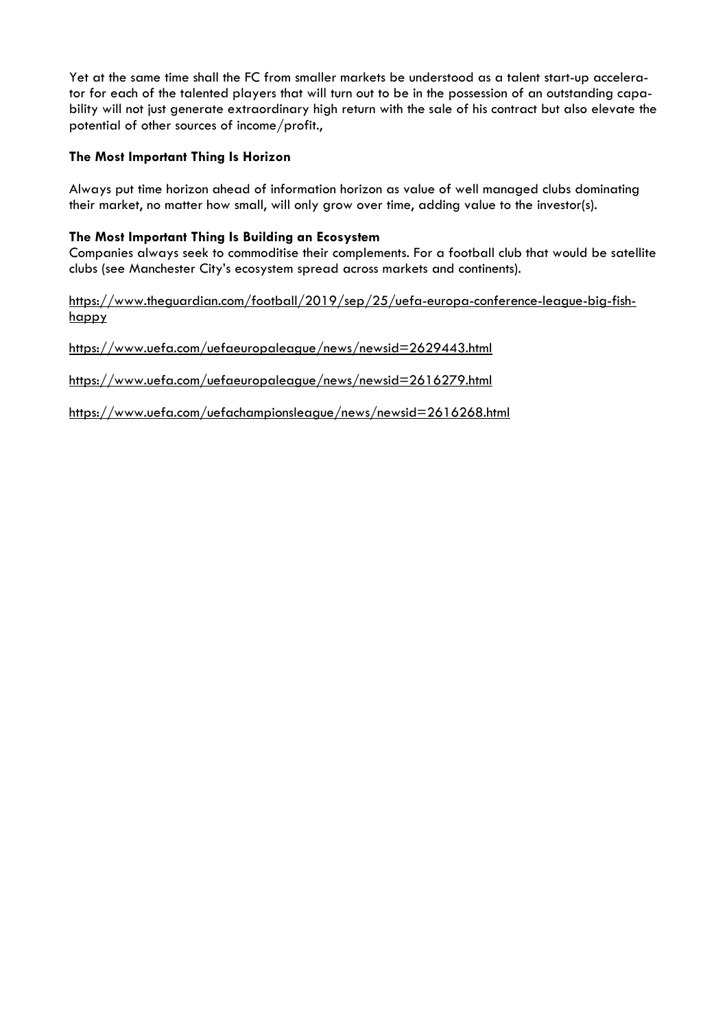Yet at the same time shall the FC from smaller markets be understood as a talent start-up accelerator for each of the talented players that will turn out to be in the possession of an outstanding capability will not just generate extraordinary high return with the sale of his contract but also elevate the potential of other sources of income/profit.,

**The Most Important Thing Is Horizon**

Always put time horizon ahead of information horizon as value of well managed clubs dominating their market, no matter how small, will only grow over time, adding value to the investor(s).

**The Most Important Thing Is Building an Ecosystem**

Companies always seek to commoditise their complements. For a football club that would be satellite clubs (see Manchester City's ecosystem spread across markets and continents).

https://www.theguardian.com/football/2019/sep/25/uefa-europa-conference-league-big-fish-happy

https://www.uefa.com/uefaeuropaleague/news/newsid=2629443.html

https://www.uefa.com/uefaeuropaleague/news/newsid=2616279.html

https://www.uefa.com/uefachampionsleague/news/newsid=2616268.html